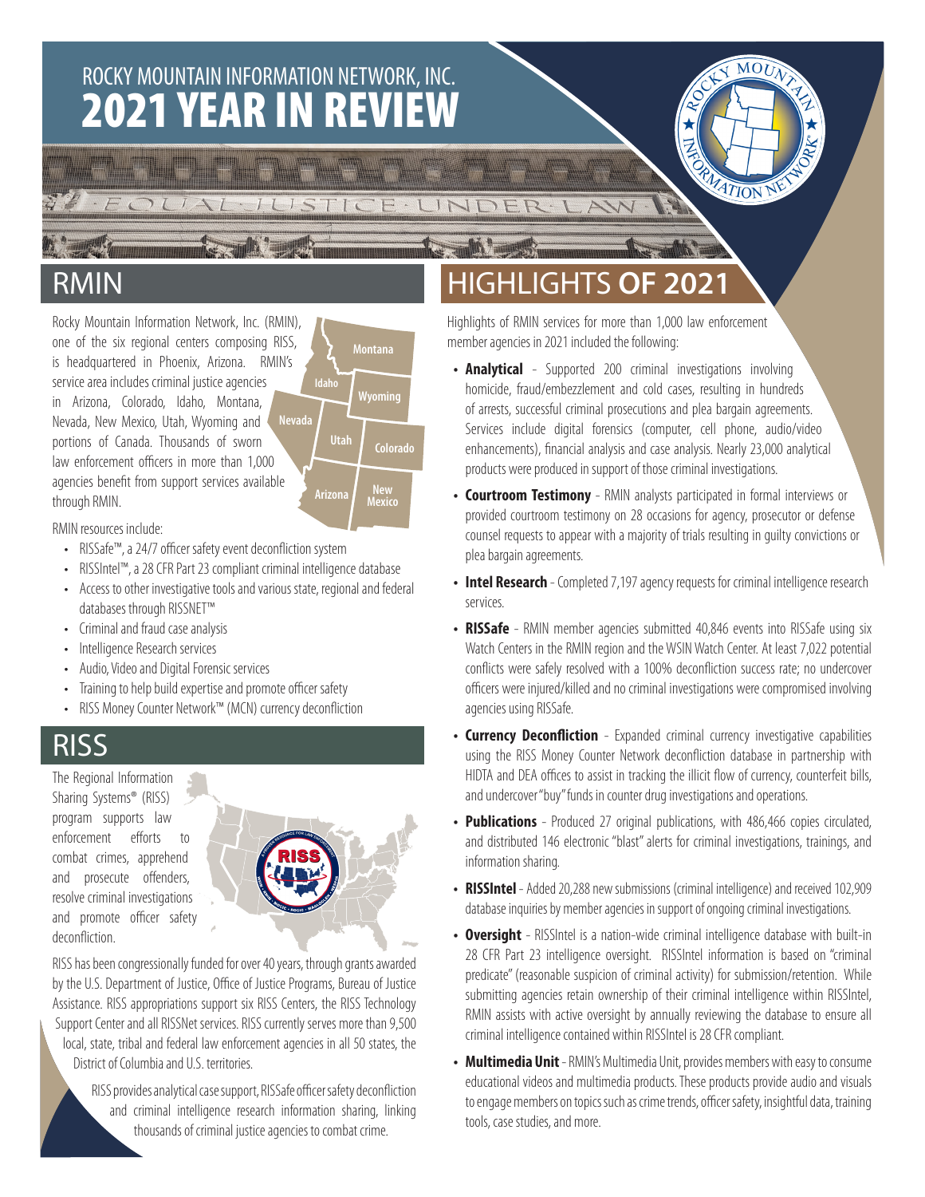# ROCKY MOUNTAIN INFORMATION NETWORK, INC.

# 2021 YEAR IN REVIEW

## RMIN

Rocky Mountain Information Network, Inc. (RMIN), one of the six regional centers composing RISS, is headquartered in Phoenix, Arizona. RMIN's service area includes criminal justice agencies in Arizona, Colorado, Idaho, Montana, Nevada, New Mexico, Utah, Wyoming and portions of Canada. Thousands of sworn law enforcement officers in more than 1,000 agencies benefit from support services available through RMIN.

RMIN resources include:

- RISSafe™, a 24/7 officer safety event deconfliction system
- RISSIntel™, a 28 CFR Part 23 compliant criminal intelligence database
- Access to other investigative tools and various state, regional and federal databases through RISSNET™
- Criminal and fraud case analysis
- Intelligence Research services
- Audio, Video and Digital Forensic services
- Training to help build expertise and promote officer safety
- RISS Money Counter Network™ (MCN) currency deconfliction

## RISS

The Regional Information Sharing Systems® (RISS) program supports law enforcement efforts to combat crimes, apprehend and prosecute offenders, resolve criminal investigations and promote officer safety deconfliction.

RISS has been congressionally funded for over 40 years, through grants awarded by the U.S. Department of Justice, Office of Justice Programs, Bureau of Justice Assistance. RISS appropriations support six RISS Centers, the RISS Technology Support Center and all RISSNet services. RISS currently serves more than 9,500 local, state, tribal and federal law enforcement agencies in all 50 states, the District of Columbia and U.S. territories.

RISS provides analytical case support, RISSafe officer safety deconfliction and criminal intelligence research information sharing, linking thousands of criminal justice agencies to combat crime.

## HIGHLIGHTS OF 2021

Highlights of RMIN services for more than 1,000 law enforcement member agencies in 2021 included the following:

- **Analytical** - Supported 200 criminal investigations involving homicide, fraud/embezzlement and cold cases, resulting in hundreds of arrests, successful criminal prosecutions and plea bargain agreements. Services include digital forensics (computer, cell phone, audio/video enhancements), financial analysis and case analysis. Nearly 23,000 analytical products were produced in support of those criminal investigations.
- **Courtroom Testimony** - RMIN analysts participated in formal interviews or provided courtroom testimony on 28 occasions for agency, prosecutor or defense counsel requests to appear with a majority of trials resulting in guilty convictions or plea bargain agreements.
- **Intel Research** - Completed 7,197 agency requests for criminal intelligence research services.
- **RISSafe** - RMIN member agencies submitted 40,846 events into RISSafe using six Watch Centers in the RMIN region and the WSIN Watch Center. At least 7,022 potential conflicts were safely resolved with a 100% deconfliction success rate; no undercover officers were injured/killed and no criminal investigations were compromised involving agencies using RISSafe.
- **Currency Deconfliction** - Expanded criminal currency investigative capabilities using the RISS Money Counter Network deconfliction database in partnership with HIDTA and DEA offices to assist in tracking the illicit flow of currency, counterfeit bills, and undercover "buy" funds in counter drug investigations and operations.
- **Publications** - Produced 27 original publications, with 486,466 copies circulated, and distributed 146 electronic "blast" alerts for criminal investigations, trainings, and information sharing.
- **RISSIntel** - Added 20,288 new submissions (criminal intelligence) and received 102,909 database inquiries by member agencies in support of ongoing criminal investigations.
- **Oversight** - RISSIntel is a nation-wide criminal intelligence database with built-in 28 CFR Part 23 intelligence oversight. RISSIntel information is based on "criminal predicate" (reasonable suspicion of criminal activity) for submission/retention. While submitting agencies retain ownership of their criminal intelligence within RISSIntel, RMIN assists with active oversight by annually reviewing the database to ensure all criminal intelligence contained within RISSIntel is 28 CFR compliant.
- **Multimedia Unit** - RMIN's Multimedia Unit, provides members with easy to consume educational videos and multimedia products. These products provide audio and visuals to engage members on topics such as crime trends, officer safety, insightful data, training tools, case studies, and more.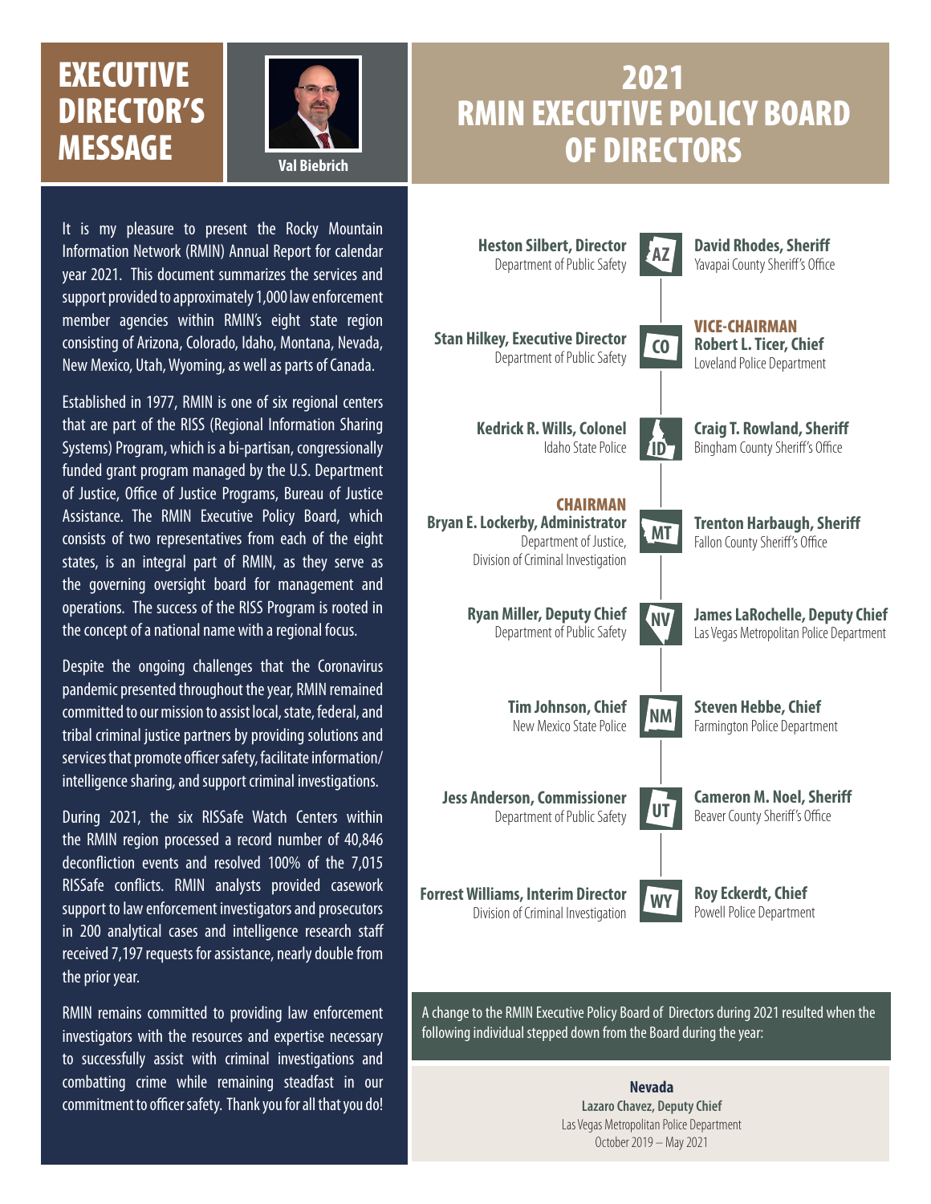# EXECUTIVE DIRECTOR'S MESSAGE

**Val Biebrich**

It is my pleasure to present the Rocky Mountain Information Network (RMIN) Annual Report for calendar year 2021. This document summarizes the services and support provided to approximately 1,000 law enforcement member agencies within RMIN's eight state region consisting of Arizona, Colorado, Idaho, Montana, Nevada, New Mexico, Utah, Wyoming, as well as parts of Canada.

Established in 1977, RMIN is one of six regional centers that are part of the RISS (Regional Information Sharing Systems) Program, which is a bi-partisan, congressionally funded grant program managed by the U.S. Department of Justice, Office of Justice Programs, Bureau of Justice Assistance. The RMIN Executive Policy Board, which consists of two representatives from each of the eight states, is an integral part of RMIN, as they serve as the governing oversight board for management and operations. The success of the RISS Program is rooted in the concept of a national name with a regional focus.

Despite the ongoing challenges that the Coronavirus pandemic presented throughout the year, RMIN remained committed to our mission to assist local, state, federal, and tribal criminal justice partners by providing solutions and services that promote officer safety, facilitate information/intelligence sharing, and support criminal investigations.

During 2021, the six RISSafe Watch Centers within the RMIN region processed a record number of 40,846 deconfliction events and resolved 100% of the 7,015 RISSafe conflicts. RMIN analysts provided casework support to law enforcement investigators and prosecutors in 200 analytical cases and intelligence research staff received 7,197 requests for assistance, nearly double from the prior year.

RMIN remains committed to providing law enforcement investigators with the resources and expertise necessary to successfully assist with criminal investigations and combatting crime while remaining steadfast in our commitment to officer safety. Thank you for all that you do!

# 2021 RMIN EXECUTIVE POLICY BOARD OF DIRECTORS

**AZ**
- **Heston Silbert, Director** — Department of Public Safety
- **David Rhodes, Sheriff** — Yavapai County Sheriff's Office

**CO**
- **Stan Hilkey, Executive Director** — Department of Public Safety
- **VICE-CHAIRMAN — Robert L. Ticer, Chief** — Loveland Police Department

**ID**
- **Kedrick R. Wills, Colonel** — Idaho State Police
- **Craig T. Rowland, Sheriff** — Bingham County Sheriff's Office

**MT**
- **CHAIRMAN — Bryan E. Lockerby, Administrator** — Department of Justice, Division of Criminal Investigation
- **Trenton Harbaugh, Sheriff** — Fallon County Sheriff's Office

**NV**
- **Ryan Miller, Deputy Chief** — Department of Public Safety
- **James LaRochelle, Deputy Chief** — Las Vegas Metropolitan Police Department

**NM**
- **Tim Johnson, Chief** — New Mexico State Police
- **Steven Hebbe, Chief** — Farmington Police Department

**UT**
- **Jess Anderson, Commissioner** — Department of Public Safety
- **Cameron M. Noel, Sheriff** — Beaver County Sheriff's Office

**WY**
- **Forrest Williams, Interim Director** — Division of Criminal Investigation
- **Roy Eckerdt, Chief** — Powell Police Department

A change to the RMIN Executive Policy Board of Directors during 2021 resulted when the following individual stepped down from the Board during the year:

**Nevada**
**Lazaro Chavez, Deputy Chief**
Las Vegas Metropolitan Police Department
October 2019 – May 2021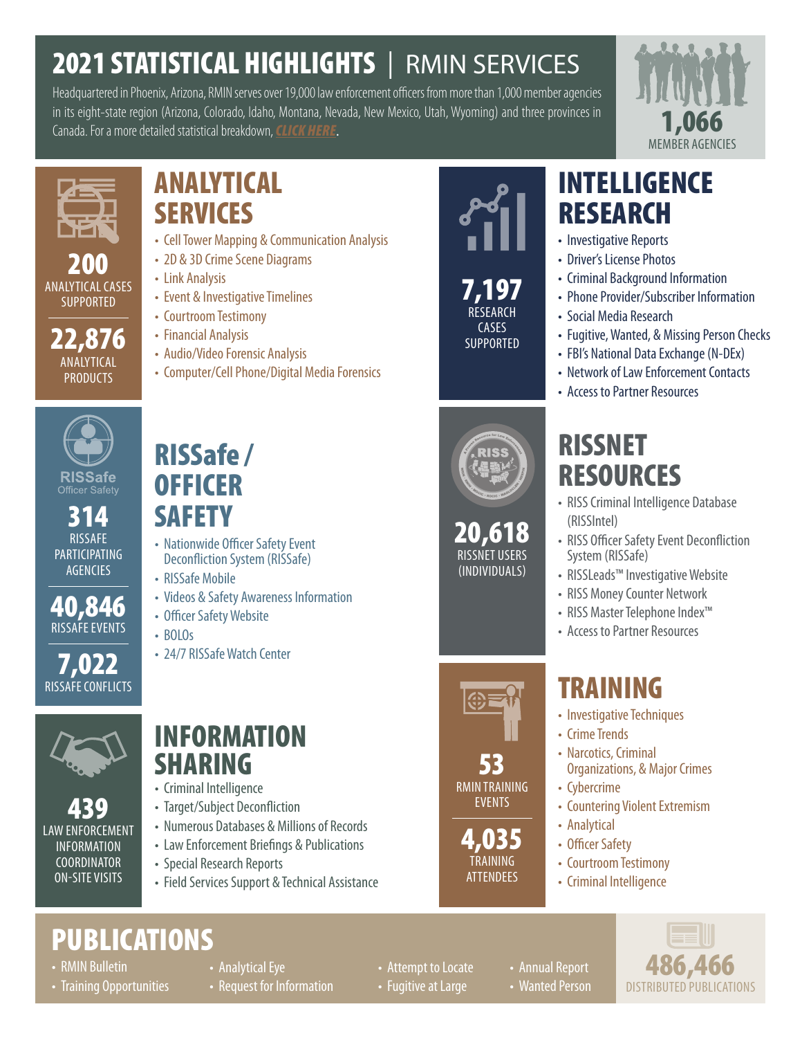# 2021 STATISTICAL HIGHLIGHTS | RMIN SERVICES

Headquartered in Phoenix, Arizona, RMIN serves over 19,000 law enforcement officers from more than 1,000 member agencies in its eight-state region (Arizona, Colorado, Idaho, Montana, Nevada, New Mexico, Utah, Wyoming) and three provinces in Canada. For a more detailed statistical breakdown, *CLICK HERE*.

**1,066** MEMBER AGENCIES

**200** ANALYTICAL CASES SUPPORTED

**22,876** ANALYTICAL PRODUCTS

## ANALYTICAL SERVICES

- Cell Tower Mapping & Communication Analysis
- 2D & 3D Crime Scene Diagrams
- Link Analysis
- Event & Investigative Timelines
- Courtroom Testimony
- Financial Analysis
- Audio/Video Forensic Analysis
- Computer/Cell Phone/Digital Media Forensics

**7,197** RESEARCH CASES SUPPORTED

## INTELLIGENCE RESEARCH

- Investigative Reports
- Driver's License Photos
- Criminal Background Information
- Phone Provider/Subscriber Information
- Social Media Research
- Fugitive, Wanted, & Missing Person Checks
- FBI's National Data Exchange (N-DEx)
- Network of Law Enforcement Contacts
- Access to Partner Resources

RISSafe Officer Safety

**314** RISSAFE PARTICIPATING AGENCIES

**40,846** RISSAFE EVENTS

**7,022** RISSAFE CONFLICTS

## RISSafe / OFFICER SAFETY

- Nationwide Officer Safety Event Deconfliction System (RISSafe)
- RISSafe Mobile
- Videos & Safety Awareness Information
- Officer Safety Website
- BOLOs
- 24/7 RISSafe Watch Center

**20,618** RISSNET USERS (INDIVIDUALS)

## RISSNET RESOURCES

- RISS Criminal Intelligence Database (RISSIntel)
- RISS Officer Safety Event Deconfliction System (RISSafe)
- RISSLeads™ Investigative Website
- RISS Money Counter Network
- RISS Master Telephone Index™
- Access to Partner Resources

**439** LAW ENFORCEMENT INFORMATION COORDINATOR ON-SITE VISITS

## INFORMATION SHARING

- Criminal Intelligence
- Target/Subject Deconfliction
- Numerous Databases & Millions of Records
- Law Enforcement Briefings & Publications
- Special Research Reports
- Field Services Support & Technical Assistance

**53** RMIN TRAINING EVENTS

**4,035** TRAINING ATTENDEES

## TRAINING

- Investigative Techniques
- Crime Trends
- Narcotics, Criminal Organizations, & Major Crimes
- Cybercrime
- Countering Violent Extremism
- Analytical
- Officer Safety
- Courtroom Testimony
- Criminal Intelligence

## PUBLICATIONS

- RMIN Bulletin
- Training Opportunities
- Analytical Eye
- Request for Information
- Attempt to Locate
- Fugitive at Large
- Annual Report
- Wanted Person

**486,466** DISTRIBUTED PUBLICATIONS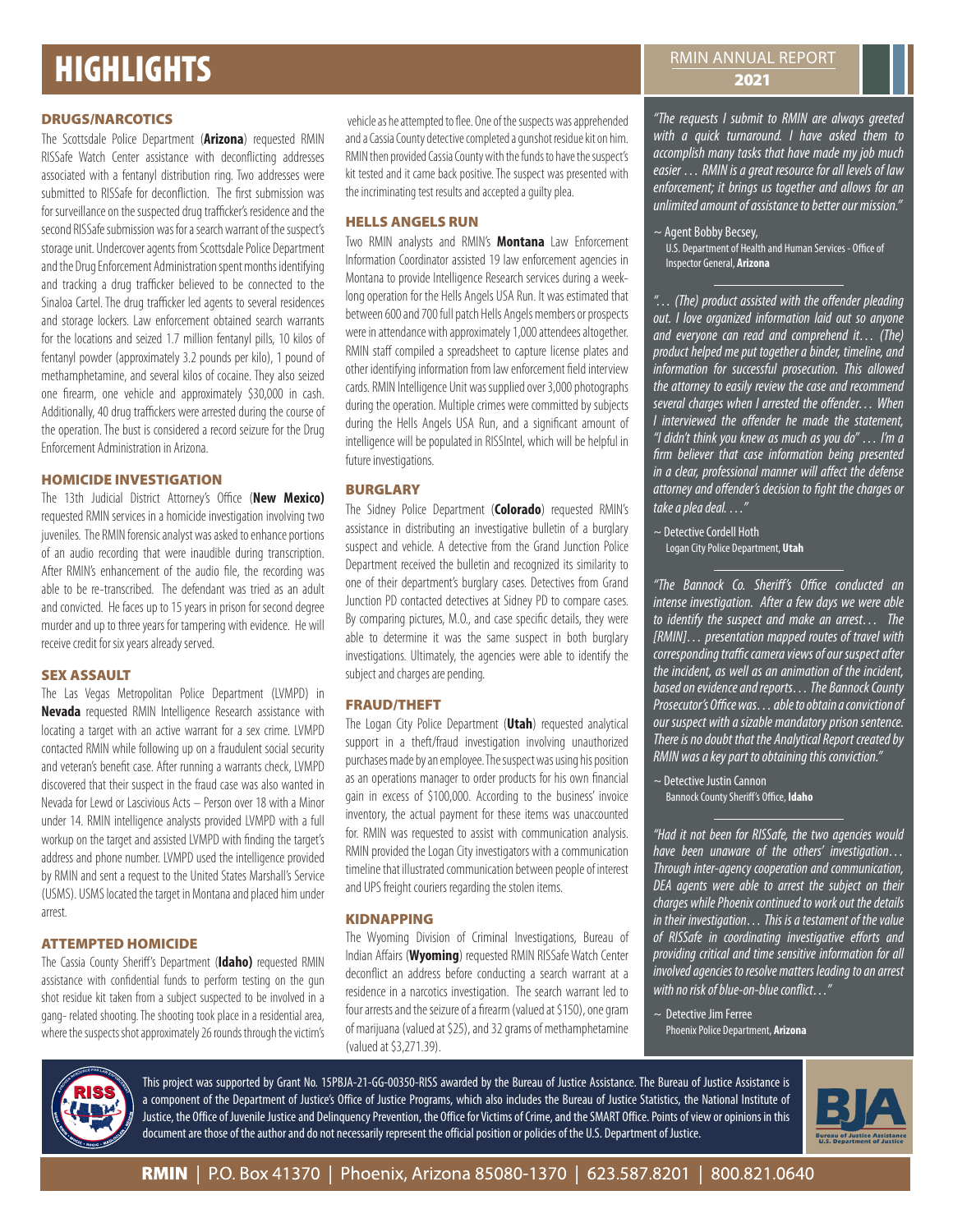# HIGHLIGHTS

RMIN ANNUAL REPORT 2021

### DRUGS/NARCOTICS

The Scottsdale Police Department (**Arizona**) requested RMIN RISSafe Watch Center assistance with deconflicting addresses associated with a fentanyl distribution ring. Two addresses were submitted to RISSafe for deconfliction. The first submission was for surveillance on the suspected drug trafficker's residence and the second RISSafe submission was for a search warrant of the suspect's storage unit. Undercover agents from Scottsdale Police Department and the Drug Enforcement Administration spent months identifying and tracking a drug trafficker believed to be connected to the Sinaloa Cartel. The drug trafficker led agents to several residences and storage lockers. Law enforcement obtained search warrants for the locations and seized 1.7 million fentanyl pills, 10 kilos of fentanyl powder (approximately 3.2 pounds per kilo), 1 pound of methamphetamine, and several kilos of cocaine. They also seized one firearm, one vehicle and approximately $30,000 in cash. Additionally, 40 drug traffickers were arrested during the course of the operation. The bust is considered a record seizure for the Drug Enforcement Administration in Arizona.

### HOMICIDE INVESTIGATION

The 13th Judicial District Attorney's Office (**New Mexico)** requested RMIN services in a homicide investigation involving two juveniles. The RMIN forensic analyst was asked to enhance portions of an audio recording that were inaudible during transcription. After RMIN's enhancement of the audio file, the recording was able to be re-transcribed. The defendant was tried as an adult and convicted. He faces up to 15 years in prison for second degree murder and up to three years for tampering with evidence. He will receive credit for six years already served.

### SEX ASSAULT

The Las Vegas Metropolitan Police Department (LVMPD) in **Nevada** requested RMIN Intelligence Research assistance with locating a target with an active warrant for a sex crime. LVMPD contacted RMIN while following up on a fraudulent social security and veteran's benefit case. After running a warrants check, LVMPD discovered that their suspect in the fraud case was also wanted in Nevada for Lewd or Lascivious Acts – Person over 18 with a Minor under 14. RMIN intelligence analysts provided LVMPD with a full workup on the target and assisted LVMPD with finding the target's address and phone number. LVMPD used the intelligence provided by RMIN and sent a request to the United States Marshall's Service (USMS). USMS located the target in Montana and placed him under arrest.

### ATTEMPTED HOMICIDE

The Cassia County Sheriff's Department (**Idaho)** requested RMIN assistance with confidential funds to perform testing on the gun shot residue kit taken from a subject suspected to be involved in a gang- related shooting. The shooting took place in a residential area, where the suspects shot approximately 26 rounds through the victim's vehicle as he attempted to flee. One of the suspects was apprehended and a Cassia County detective completed a gunshot residue kit on him. RMIN then provided Cassia County with the funds to have the suspect's kit tested and it came back positive. The suspect was presented with the incriminating test results and accepted a guilty plea.

### HELLS ANGELS RUN

Two RMIN analysts and RMIN's **Montana** Law Enforcement Information Coordinator assisted 19 law enforcement agencies in Montana to provide Intelligence Research services during a week-long operation for the Hells Angels USA Run. It was estimated that between 600 and 700 full patch Hells Angels members or prospects were in attendance with approximately 1,000 attendees altogether. RMIN staff compiled a spreadsheet to capture license plates and other identifying information from law enforcement field interview cards. RMIN Intelligence Unit was supplied over 3,000 photographs during the operation. Multiple crimes were committed by subjects during the Hells Angels USA Run, and a significant amount of intelligence will be populated in RISSIntel, which will be helpful in future investigations.

### BURGLARY

The Sidney Police Department (**Colorado**) requested RMIN's assistance in distributing an investigative bulletin of a burglary suspect and vehicle. A detective from the Grand Junction Police Department received the bulletin and recognized its similarity to one of their department's burglary cases. Detectives from Grand Junction PD contacted detectives at Sidney PD to compare cases. By comparing pictures, M.O., and case specific details, they were able to determine it was the same suspect in both burglary investigations. Ultimately, the agencies were able to identify the subject and charges are pending.

### FRAUD/THEFT

The Logan City Police Department (**Utah**) requested analytical support in a theft/fraud investigation involving unauthorized purchases made by an employee. The suspect was using his position as an operations manager to order products for his own financial gain in excess of $100,000. According to the business' invoice inventory, the actual payment for these items was unaccounted for. RMIN was requested to assist with communication analysis. RMIN provided the Logan City investigators with a communication timeline that illustrated communication between people of interest and UPS freight couriers regarding the stolen items.

### KIDNAPPING

The Wyoming Division of Criminal Investigations, Bureau of Indian Affairs (**Wyoming**) requested RMIN RISSafe Watch Center deconflict an address before conducting a search warrant at a residence in a narcotics investigation. The search warrant led to four arrests and the seizure of a firearm (valued at $150), one gram of marijuana (valued at $25), and 32 grams of methamphetamine (valued at $3,271.39).

*"The requests I submit to RMIN are always greeted with a quick turnaround. I have asked them to accomplish many tasks that have made my job much easier … RMIN is a great resource for all levels of law enforcement; it brings us together and allows for an unlimited amount of assistance to better our mission."*

~ Agent Bobby Becsey,
U.S. Department of Health and Human Services - Office of Inspector General, **Arizona**

*"… (The) product assisted with the offender pleading out. I love organized information laid out so anyone and everyone can read and comprehend it… (The) product helped me put together a binder, timeline, and information for successful prosecution. This allowed the attorney to easily review the case and recommend several charges when I arrested the offender… When I interviewed the offender he made the statement, "I didn't think you knew as much as you do" … I'm a firm believer that case information being presented in a clear, professional manner will affect the defense attorney and offender's decision to fight the charges or take a plea deal. …"*

~ Detective Cordell Hoth
Logan City Police Department, **Utah**

*"The Bannock Co. Sheriff's Office conducted an intense investigation. After a few days we were able to identify the suspect and make an arrest… The [RMIN]… presentation mapped routes of travel with corresponding traffic camera views of our suspect after the incident, as well as an animation of the incident, based on evidence and reports… The Bannock County Prosecutor's Office was… able to obtain a conviction of our suspect with a sizable mandatory prison sentence. There is no doubt that the Analytical Report created by RMIN was a key part to obtaining this conviction."*

~ Detective Justin Cannon
Bannock County Sheriff's Office, **Idaho**

*"Had it not been for RISSafe, the two agencies would have been unaware of the others' investigation… Through inter-agency cooperation and communication, DEA agents were able to arrest the subject on their charges while Phoenix continued to work out the details in their investigation… This is a testament of the value of RISSafe in coordinating investigative efforts and providing critical and time sensitive information for all involved agencies to resolve matters leading to an arrest with no risk of blue-on-blue conflict…"*

~ Detective Jim Ferree
Phoenix Police Department, **Arizona**

This project was supported by Grant No. 15PBJA-21-GG-00350-RISS awarded by the Bureau of Justice Assistance. The Bureau of Justice Assistance is a component of the Department of Justice's Office of Justice Programs, which also includes the Bureau of Justice Statistics, the National Institute of Justice, the Office of Juvenile Justice and Delinquency Prevention, the Office for Victims of Crime, and the SMART Office. Points of view or opinions in this document are those of the author and do not necessarily represent the official position or policies of the U.S. Department of Justice.

**RMIN** | P.O. Box 41370 | Phoenix, Arizona 85080-1370 | 623.587.8201 | 800.821.0640